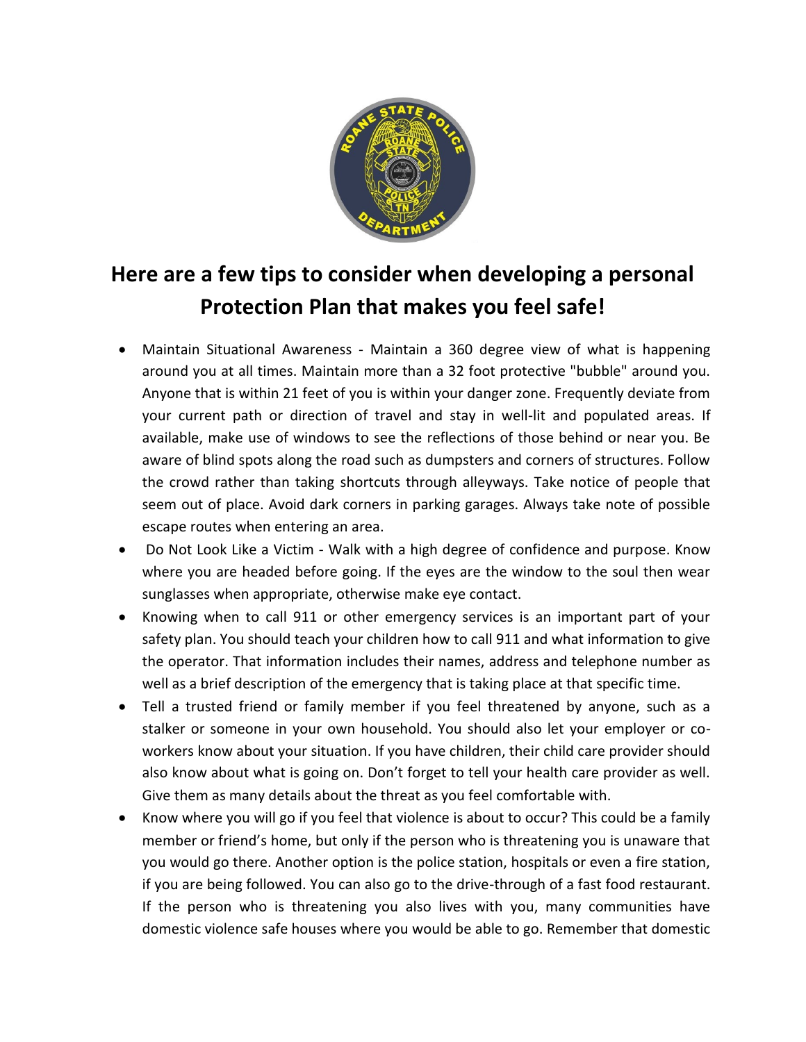## Here are a few tips to consider when developing a personal Protection Plan that makes you feel safe!

- Maintain Situational Awareness - Maintain a 360 degree view of what is happening around you at all times. Maintain more than a 32 foot protective "bubble" around you. Anyone that is within 21 feet of you is within your danger zone. Frequently deviate from your current path or direction of travel and stay in well-lit and populated areas. If available, make use of windows to see the reflections of those behind or near you. Be aware of blind spots along the road such as dumpsters and corners of structures. Follow the crowd rather than taking shortcuts through alleyways. Take notice of people that seem out of place. Avoid dark corners in parking garages. Always take note of possible escape routes when entering an area.
- Do Not Look Like a Victim - Walk with a high degree of confidence and purpose. Know where you are headed before going. If the eyes are the window to the soul then wear sunglasses when appropriate, otherwise make eye contact.
- Knowing when to call 911 or other emergency services is an important part of your safety plan. You should teach your children how to call 911 and what information to give the operator. That information includes their names, address and telephone number as well as a brief description of the emergency that is taking place at that specific time.
- Tell a trusted friend or family member if you feel threatened by anyone, such as a stalker or someone in your own household. You should also let your employer or co-workers know about your situation. If you have children, their child care provider should also know about what is going on. Don't forget to tell your health care provider as well. Give them as many details about the threat as you feel comfortable with.
- Know where you will go if you feel that violence is about to occur? This could be a family member or friend's home, but only if the person who is threatening you is unaware that you would go there. Another option is the police station, hospitals or even a fire station, if you are being followed. You can also go to the drive-through of a fast food restaurant. If the person who is threatening you also lives with you, many communities have domestic violence safe houses where you would be able to go. Remember that domestic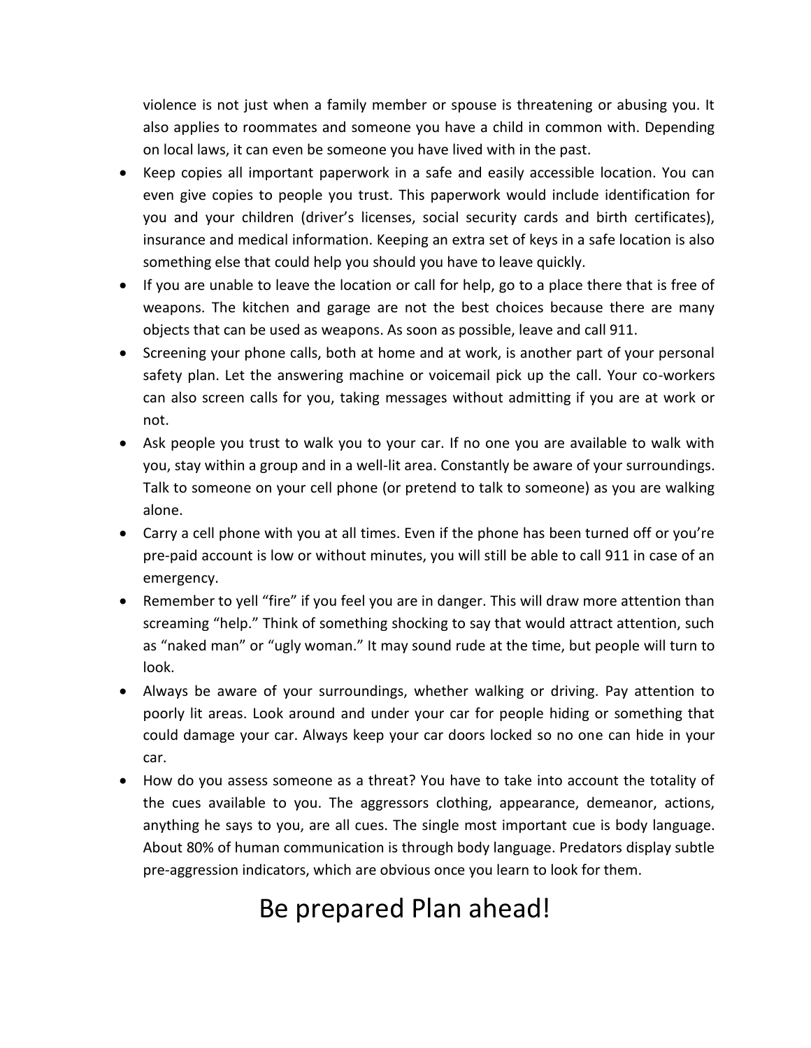violence is not just when a family member or spouse is threatening or abusing you. It also applies to roommates and someone you have a child in common with. Depending on local laws, it can even be someone you have lived with in the past.

- Keep copies all important paperwork in a safe and easily accessible location. You can even give copies to people you trust. This paperwork would include identification for you and your children (driver's licenses, social security cards and birth certificates), insurance and medical information. Keeping an extra set of keys in a safe location is also something else that could help you should you have to leave quickly.
- If you are unable to leave the location or call for help, go to a place there that is free of weapons. The kitchen and garage are not the best choices because there are many objects that can be used as weapons. As soon as possible, leave and call 911.
- Screening your phone calls, both at home and at work, is another part of your personal safety plan. Let the answering machine or voicemail pick up the call. Your co-workers can also screen calls for you, taking messages without admitting if you are at work or not.
- Ask people you trust to walk you to your car. If no one you are available to walk with you, stay within a group and in a well-lit area. Constantly be aware of your surroundings. Talk to someone on your cell phone (or pretend to talk to someone) as you are walking alone.
- Carry a cell phone with you at all times. Even if the phone has been turned off or you're pre-paid account is low or without minutes, you will still be able to call 911 in case of an emergency.
- Remember to yell "fire" if you feel you are in danger. This will draw more attention than screaming "help." Think of something shocking to say that would attract attention, such as "naked man" or "ugly woman." It may sound rude at the time, but people will turn to look.
- Always be aware of your surroundings, whether walking or driving. Pay attention to poorly lit areas. Look around and under your car for people hiding or something that could damage your car. Always keep your car doors locked so no one can hide in your car.
- How do you assess someone as a threat? You have to take into account the totality of the cues available to you. The aggressors clothing, appearance, demeanor, actions, anything he says to you, are all cues. The single most important cue is body language. About 80% of human communication is through body language. Predators display subtle pre-aggression indicators, which are obvious once you learn to look for them.

# Be prepared Plan ahead!